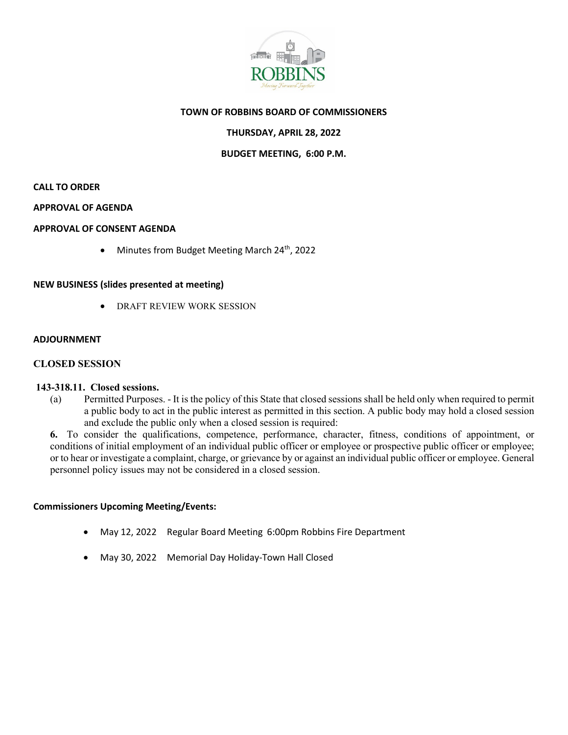ROBBINS

*Moving Forward Together*

**TOWN OF ROBBINS BOARD OF COMMISSIONERS**

**THURSDAY, APRIL 28, 2022**

**BUDGET MEETING, 6:00 P.M.**

**CALL TO ORDER**

**APPROVAL OF AGENDA**

**APPROVAL OF CONSENT AGENDA**

- Minutes from Budget Meeting March 24th, 2022

**NEW BUSINESS (slides presented at meeting)**

- DRAFT REVIEW WORK SESSION

**ADJOURNMENT**

**CLOSED SESSION**

**143-318.11. Closed sessions.**

(a) Permitted Purposes. - It is the policy of this State that closed sessions shall be held only when required to permit a public body to act in the public interest as permitted in this section. A public body may hold a closed session and exclude the public only when a closed session is required:

**6.** To consider the qualifications, competence, performance, character, fitness, conditions of appointment, or conditions of initial employment of an individual public officer or employee or prospective public officer or employee; or to hear or investigate a complaint, charge, or grievance by or against an individual public officer or employee. General personnel policy issues may not be considered in a closed session.

**Commissioners Upcoming Meeting/Events:**

- May 12, 2022 Regular Board Meeting 6:00pm Robbins Fire Department
- May 30, 2022 Memorial Day Holiday-Town Hall Closed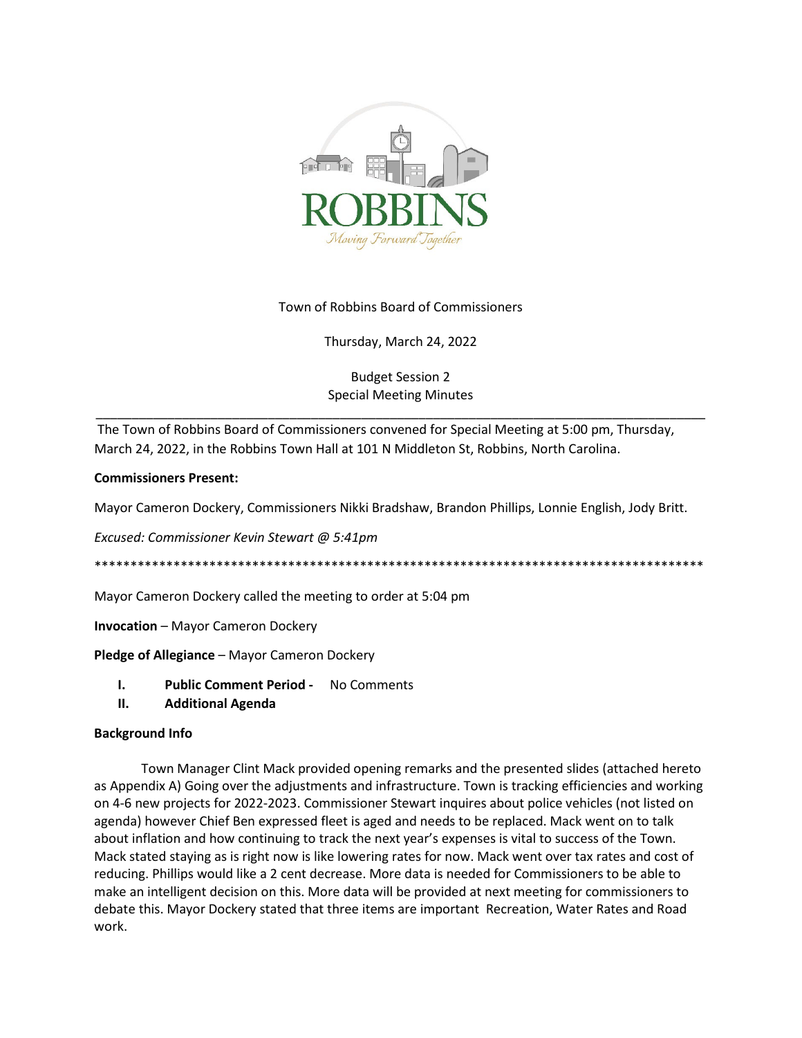Town of Robbins Board of Commissioners

Thursday, March 24, 2022

Budget Session 2

Special Meeting Minutes

---

The Town of Robbins Board of Commissioners convened for Special Meeting at 5:00 pm, Thursday, March 24, 2022, in the Robbins Town Hall at 101 N Middleton St, Robbins, North Carolina.

**Commissioners Present:**

Mayor Cameron Dockery, Commissioners Nikki Bradshaw, Brandon Phillips, Lonnie English, Jody Britt.

*Excused: Commissioner Kevin Stewart @ 5:41pm*

****************************************************************************************

Mayor Cameron Dockery called the meeting to order at 5:04 pm

**Invocation** – Mayor Cameron Dockery

**Pledge of Allegiance** – Mayor Cameron Dockery

I. **Public Comment Period -** No Comments

II. **Additional Agenda**

**Background Info**

Town Manager Clint Mack provided opening remarks and the presented slides (attached hereto as Appendix A) Going over the adjustments and infrastructure. Town is tracking efficiencies and working on 4-6 new projects for 2022-2023. Commissioner Stewart inquires about police vehicles (not listed on agenda) however Chief Ben expressed fleet is aged and needs to be replaced. Mack went on to talk about inflation and how continuing to track the next year's expenses is vital to success of the Town. Mack stated staying as is right now is like lowering rates for now. Mack went over tax rates and cost of reducing. Phillips would like a 2 cent decrease. More data is needed for Commissioners to be able to make an intelligent decision on this. More data will be provided at next meeting for commissioners to debate this. Mayor Dockery stated that three items are important Recreation, Water Rates and Road work.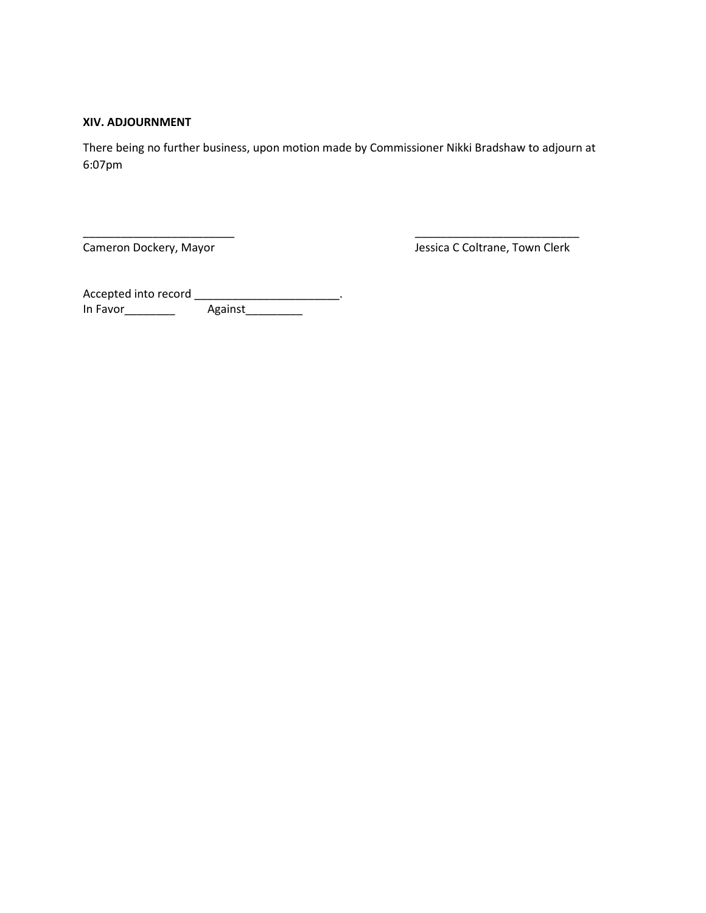**XIV. ADJOURNMENT**

There being no further business, upon motion made by Commissioner Nikki Bradshaw to adjourn at 6:07pm

________________________ 
Cameron Dockery, Mayor

__________________________ 
Jessica C Coltrane, Town Clerk

Accepted into record _______________________.
In Favor________ Against_________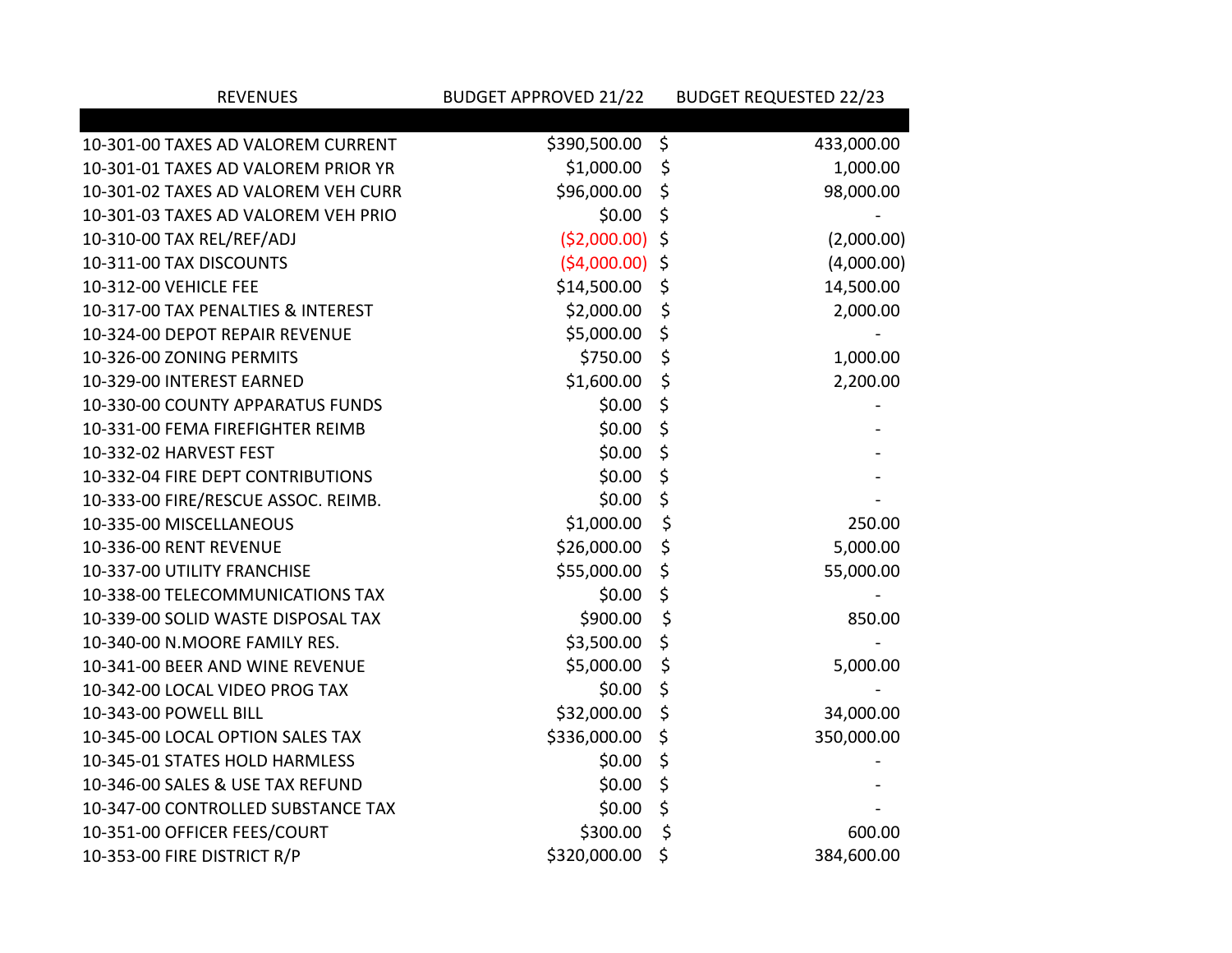| REVENUES | BUDGET APPROVED 21/22 | BUDGET REQUESTED 22/23 |
|---|---|---|
| | | |
| 10-301-00 TAXES AD VALOREM CURRENT | $390,500.00 | $ 433,000.00 |
| 10-301-01 TAXES AD VALOREM PRIOR YR | $1,000.00 | $ 1,000.00 |
| 10-301-02 TAXES AD VALOREM VEH CURR | $96,000.00 | $ 98,000.00 |
| 10-301-03 TAXES AD VALOREM VEH PRIO | $0.00 | $ - |
| 10-310-00 TAX REL/REF/ADJ | ($2,000.00) | $ (2,000.00) |
| 10-311-00 TAX DISCOUNTS | ($4,000.00) | $ (4,000.00) |
| 10-312-00 VEHICLE FEE | $14,500.00 | $ 14,500.00 |
| 10-317-00 TAX PENALTIES & INTEREST | $2,000.00 | $ 2,000.00 |
| 10-324-00 DEPOT REPAIR REVENUE | $5,000.00 | $ - |
| 10-326-00 ZONING PERMITS | $750.00 | $ 1,000.00 |
| 10-329-00 INTEREST EARNED | $1,600.00 | $ 2,200.00 |
| 10-330-00 COUNTY APPARATUS FUNDS | $0.00 | $ - |
| 10-331-00 FEMA FIREFIGHTER REIMB | $0.00 | $ - |
| 10-332-02 HARVEST FEST | $0.00 | $ - |
| 10-332-04 FIRE DEPT CONTRIBUTIONS | $0.00 | $ - |
| 10-333-00 FIRE/RESCUE ASSOC. REIMB. | $0.00 | $ - |
| 10-335-00 MISCELLANEOUS | $1,000.00 | $ 250.00 |
| 10-336-00 RENT REVENUE | $26,000.00 | $ 5,000.00 |
| 10-337-00 UTILITY FRANCHISE | $55,000.00 | $ 55,000.00 |
| 10-338-00 TELECOMMUNICATIONS TAX | $0.00 | $ - |
| 10-339-00 SOLID WASTE DISPOSAL TAX | $900.00 | $ 850.00 |
| 10-340-00 N.MOORE FAMILY RES. | $3,500.00 | $ - |
| 10-341-00 BEER AND WINE REVENUE | $5,000.00 | $ 5,000.00 |
| 10-342-00 LOCAL VIDEO PROG TAX | $0.00 | $ - |
| 10-343-00 POWELL BILL | $32,000.00 | $ 34,000.00 |
| 10-345-00 LOCAL OPTION SALES TAX | $336,000.00 | $ 350,000.00 |
| 10-345-01 STATES HOLD HARMLESS | $0.00 | $ - |
| 10-346-00 SALES & USE TAX REFUND | $0.00 | $ - |
| 10-347-00 CONTROLLED SUBSTANCE TAX | $0.00 | $ - |
| 10-351-00 OFFICER FEES/COURT | $300.00 | $ 600.00 |
| 10-353-00 FIRE DISTRICT R/P | $320,000.00 | $ 384,600.00 |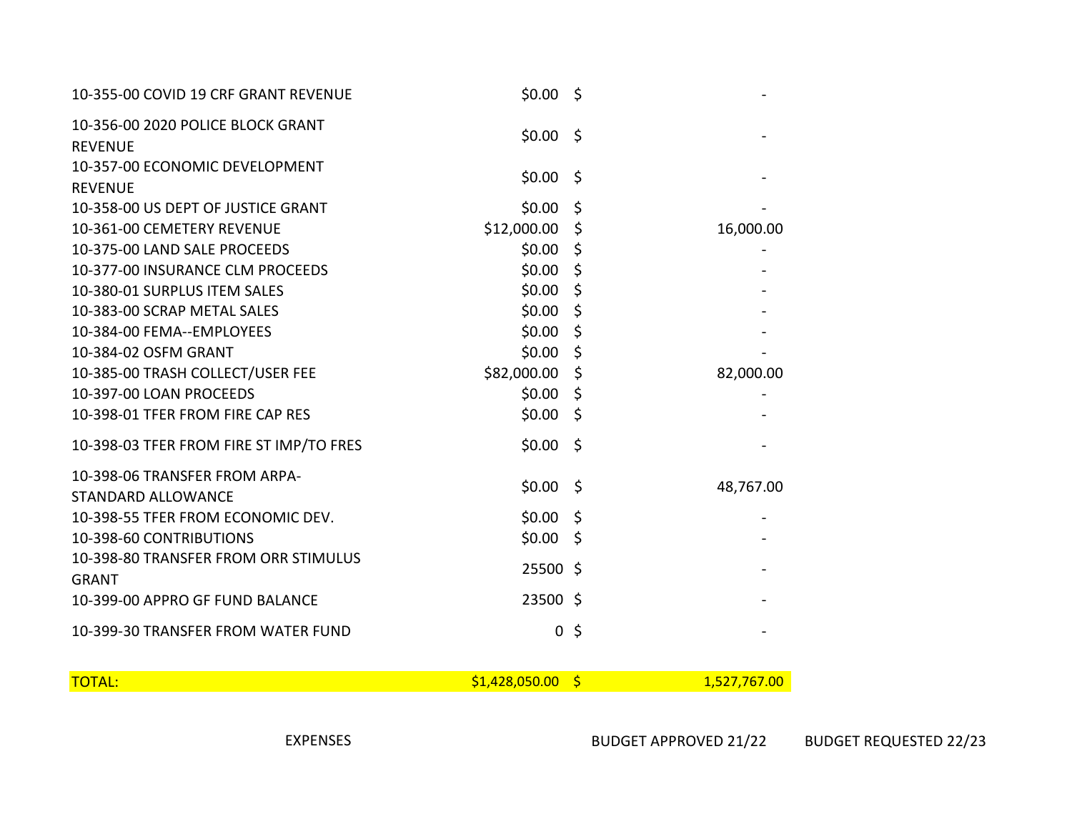| | | |
|---|---|---|
| 10-355-00 COVID 19 CRF GRANT REVENUE | $0.00 | $ - |
| 10-356-00 2020 POLICE BLOCK GRANT REVENUE | $0.00 | $ - |
| 10-357-00 ECONOMIC DEVELOPMENT REVENUE | $0.00 | $ - |
| 10-358-00 US DEPT OF JUSTICE GRANT | $0.00 | $ - |
| 10-361-00 CEMETERY REVENUE | $12,000.00 | $ 16,000.00 |
| 10-375-00 LAND SALE PROCEEDS | $0.00 | $ - |
| 10-377-00 INSURANCE CLM PROCEEDS | $0.00 | $ - |
| 10-380-01 SURPLUS ITEM SALES | $0.00 | $ - |
| 10-383-00 SCRAP METAL SALES | $0.00 | $ - |
| 10-384-00 FEMA--EMPLOYEES | $0.00 | $ - |
| 10-384-02 OSFM GRANT | $0.00 | $ - |
| 10-385-00 TRASH COLLECT/USER FEE | $82,000.00 | $ 82,000.00 |
| 10-397-00 LOAN PROCEEDS | $0.00 | $ - |
| 10-398-01 TFER FROM FIRE CAP RES | $0.00 | $ - |
| 10-398-03 TFER FROM FIRE ST IMP/TO FRES | $0.00 | $ - |
| 10-398-06 TRANSFER FROM ARPA-STANDARD ALLOWANCE | $0.00 | $ 48,767.00 |
| 10-398-55 TFER FROM ECONOMIC DEV. | $0.00 | $ - |
| 10-398-60 CONTRIBUTIONS | $0.00 | $ - |
| 10-398-80 TRANSFER FROM ORR STIMULUS GRANT | 25500 | $ - |
| 10-399-00 APPRO GF FUND BALANCE | 23500 | $ - |
| 10-399-30 TRANSFER FROM WATER FUND | 0 | $ - |
| **TOTAL:** | **$1,428,050.00** | **$ 1,527,767.00** |

| EXPENSES | BUDGET APPROVED 21/22 | BUDGET REQUESTED 22/23 |
|---|---|---|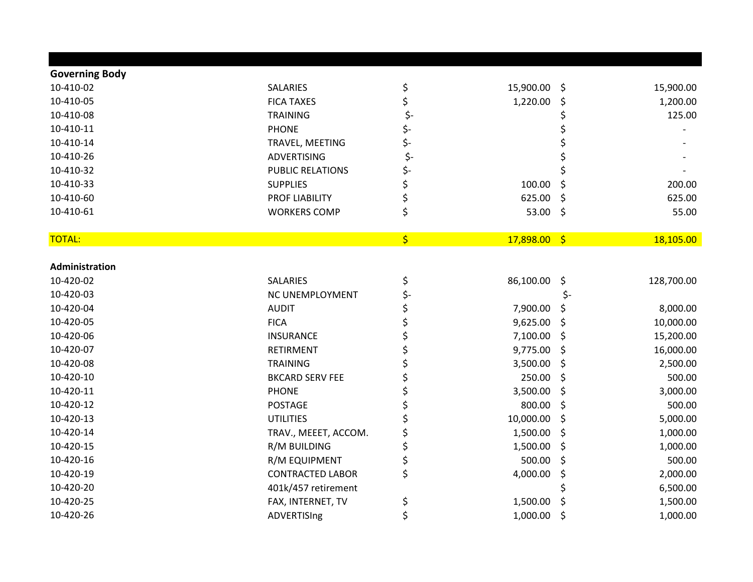| | | | |
|---|---|---|---|
| **Governing Body** | | | |
| 10-410-02 | SALARIES | $ 15,900.00 | $ 15,900.00 |
| 10-410-05 | FICA TAXES | $ 1,220.00 | $ 1,200.00 |
| 10-410-08 | TRAINING | $- | $ 125.00 |
| 10-410-11 | PHONE | $- | $ - |
| 10-410-14 | TRAVEL, MEETING | $- | $ - |
| 10-410-26 | ADVERTISING | $- | $ - |
| 10-410-32 | PUBLIC RELATIONS | $- | $ - |
| 10-410-33 | SUPPLIES | $ 100.00 | $ 200.00 |
| 10-410-60 | PROF LIABILITY | $ 625.00 | $ 625.00 |
| 10-410-61 | WORKERS COMP | $ 53.00 | $ 55.00 |
| | | | |
| TOTAL: | | $ 17,898.00 | $ 18,105.00 |
| | | | |
| **Administration** | | | |
| 10-420-02 | SALARIES | $ 86,100.00 | $ 128,700.00 |
| 10-420-03 | NC UNEMPLOYMENT | $- | $- |
| 10-420-04 | AUDIT | $ 7,900.00 | $ 8,000.00 |
| 10-420-05 | FICA | $ 9,625.00 | $ 10,000.00 |
| 10-420-06 | INSURANCE | $ 7,100.00 | $ 15,200.00 |
| 10-420-07 | RETIRMENT | $ 9,775.00 | $ 16,000.00 |
| 10-420-08 | TRAINING | $ 3,500.00 | $ 2,500.00 |
| 10-420-10 | BKCARD SERV FEE | $ 250.00 | $ 500.00 |
| 10-420-11 | PHONE | $ 3,500.00 | $ 3,000.00 |
| 10-420-12 | POSTAGE | $ 800.00 | $ 500.00 |
| 10-420-13 | UTILITIES | $ 10,000.00 | $ 5,000.00 |
| 10-420-14 | TRAV., MEEET, ACCOM. | $ 1,500.00 | $ 1,000.00 |
| 10-420-15 | R/M BUILDING | $ 1,500.00 | $ 1,000.00 |
| 10-420-16 | R/M EQUIPMENT | $ 500.00 | $ 500.00 |
| 10-420-19 | CONTRACTED LABOR | $ 4,000.00 | $ 2,000.00 |
| 10-420-20 | 401k/457 retirement | | $ 6,500.00 |
| 10-420-25 | FAX, INTERNET, TV | $ 1,500.00 | $ 1,500.00 |
| 10-420-26 | ADVERTISIng | $ 1,000.00 | $ 1,000.00 |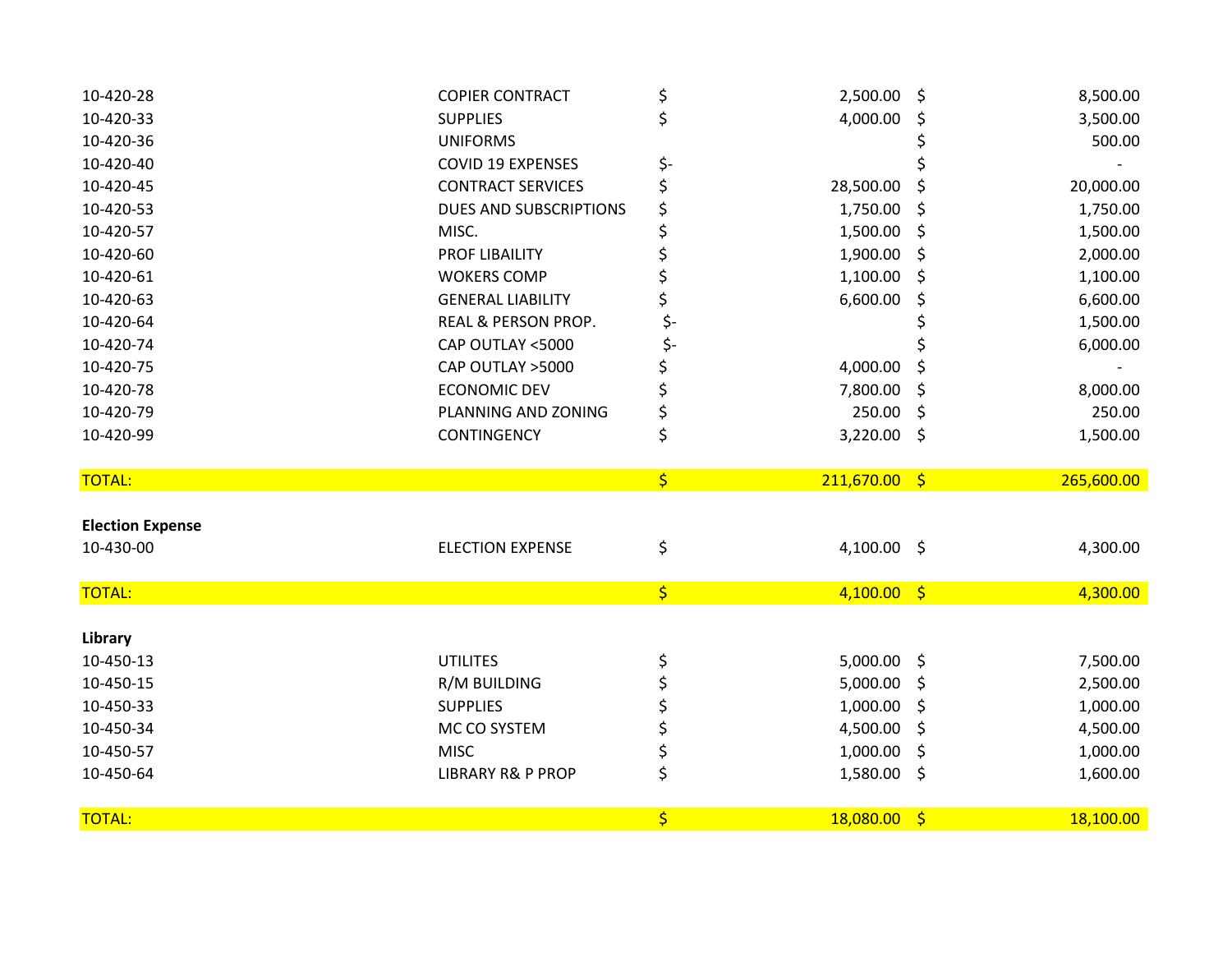| | | | |
|---|---|---|---|
| 10-420-28 | COPIER CONTRACT | $ 2,500.00 | $ 8,500.00 |
| 10-420-33 | SUPPLIES | $ 4,000.00 | $ 3,500.00 |
| 10-420-36 | UNIFORMS | | $ 500.00 |
| 10-420-40 | COVID 19 EXPENSES | $- | $ - |
| 10-420-45 | CONTRACT SERVICES | $ 28,500.00 | $ 20,000.00 |
| 10-420-53 | DUES AND SUBSCRIPTIONS | $ 1,750.00 | $ 1,750.00 |
| 10-420-57 | MISC. | $ 1,500.00 | $ 1,500.00 |
| 10-420-60 | PROF LIBAILITY | $ 1,900.00 | $ 2,000.00 |
| 10-420-61 | WOKERS COMP | $ 1,100.00 | $ 1,100.00 |
| 10-420-63 | GENERAL LIABILITY | $ 6,600.00 | $ 6,600.00 |
| 10-420-64 | REAL & PERSON PROP. | $- | $ 1,500.00 |
| 10-420-74 | CAP OUTLAY <5000 | $- | $ 6,000.00 |
| 10-420-75 | CAP OUTLAY >5000 | $ 4,000.00 | $ - |
| 10-420-78 | ECONOMIC DEV | $ 7,800.00 | $ 8,000.00 |
| 10-420-79 | PLANNING AND ZONING | $ 250.00 | $ 250.00 |
| 10-420-99 | CONTINGENCY | $ 3,220.00 | $ 1,500.00 |
| | | | |
| TOTAL: | | $ 211,670.00 | $ 265,600.00 |
| | | | |
| **Election Expense** | | | |
| 10-430-00 | ELECTION EXPENSE | $ 4,100.00 | $ 4,300.00 |
| | | | |
| TOTAL: | | $ 4,100.00 | $ 4,300.00 |
| | | | |
| **Library** | | | |
| 10-450-13 | UTILITES | $ 5,000.00 | $ 7,500.00 |
| 10-450-15 | R/M BUILDING | $ 5,000.00 | $ 2,500.00 |
| 10-450-33 | SUPPLIES | $ 1,000.00 | $ 1,000.00 |
| 10-450-34 | MC CO SYSTEM | $ 4,500.00 | $ 4,500.00 |
| 10-450-57 | MISC | $ 1,000.00 | $ 1,000.00 |
| 10-450-64 | LIBRARY R& P PROP | $ 1,580.00 | $ 1,600.00 |
| | | | |
| TOTAL: | | $ 18,080.00 | $ 18,100.00 |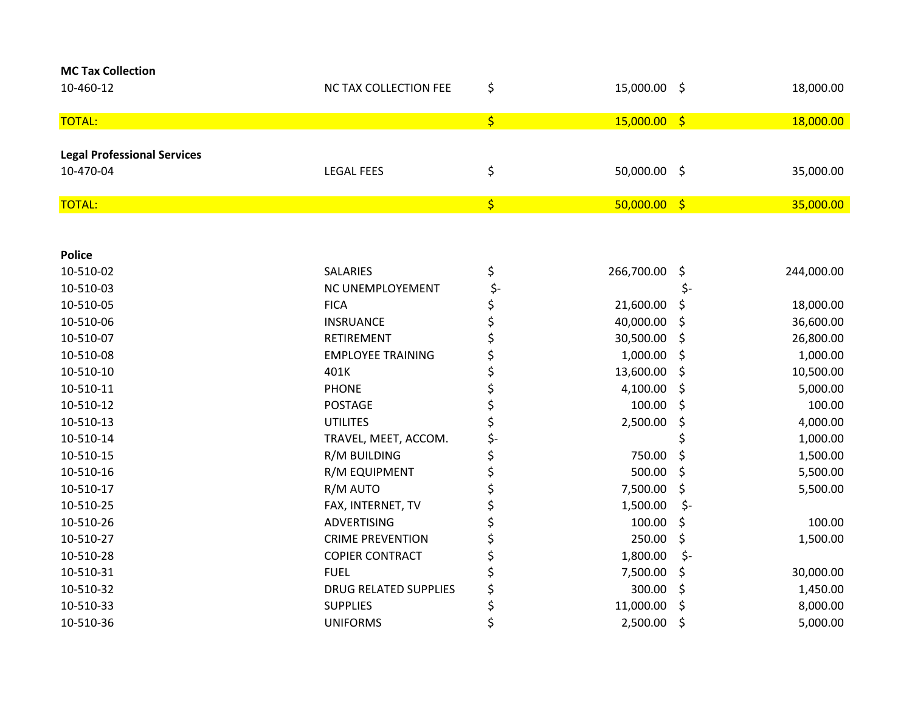**MC Tax Collection**

| | | | |
|---|---|---|---|
| 10-460-12 | NC TAX COLLECTION FEE | $ 15,000.00 | $ 18,000.00 |
| TOTAL: | | $ 15,000.00 | $ 18,000.00 |

**Legal Professional Services**

| | | | |
|---|---|---|---|
| 10-470-04 | LEGAL FEES | $ 50,000.00 | $ 35,000.00 |
| TOTAL: | | $ 50,000.00 | $ 35,000.00 |

**Police**

| | | | |
|---|---|---|---|
| 10-510-02 | SALARIES | $ 266,700.00 | $ 244,000.00 |
| 10-510-03 | NC UNEMPLOYEMENT | $- | $- |
| 10-510-05 | FICA | $ 21,600.00 | $ 18,000.00 |
| 10-510-06 | INSRUANCE | $ 40,000.00 | $ 36,600.00 |
| 10-510-07 | RETIREMENT | $ 30,500.00 | $ 26,800.00 |
| 10-510-08 | EMPLOYEE TRAINING | $ 1,000.00 | $ 1,000.00 |
| 10-510-10 | 401K | $ 13,600.00 | $ 10,500.00 |
| 10-510-11 | PHONE | $ 4,100.00 | $ 5,000.00 |
| 10-510-12 | POSTAGE | $ 100.00 | $ 100.00 |
| 10-510-13 | UTILITES | $ 2,500.00 | $ 4,000.00 |
| 10-510-14 | TRAVEL, MEET, ACCOM. | $- | $ 1,000.00 |
| 10-510-15 | R/M BUILDING | $ 750.00 | $ 1,500.00 |
| 10-510-16 | R/M EQUIPMENT | $ 500.00 | $ 5,500.00 |
| 10-510-17 | R/M AUTO | $ 7,500.00 | $ 5,500.00 |
| 10-510-25 | FAX, INTERNET, TV | $ 1,500.00 | $- |
| 10-510-26 | ADVERTISING | $ 100.00 | $ 100.00 |
| 10-510-27 | CRIME PREVENTION | $ 250.00 | $ 1,500.00 |
| 10-510-28 | COPIER CONTRACT | $ 1,800.00 | $- |
| 10-510-31 | FUEL | $ 7,500.00 | $ 30,000.00 |
| 10-510-32 | DRUG RELATED SUPPLIES | $ 300.00 | $ 1,450.00 |
| 10-510-33 | SUPPLIES | $ 11,000.00 | $ 8,000.00 |
| 10-510-36 | UNIFORMS | $ 2,500.00 | $ 5,000.00 |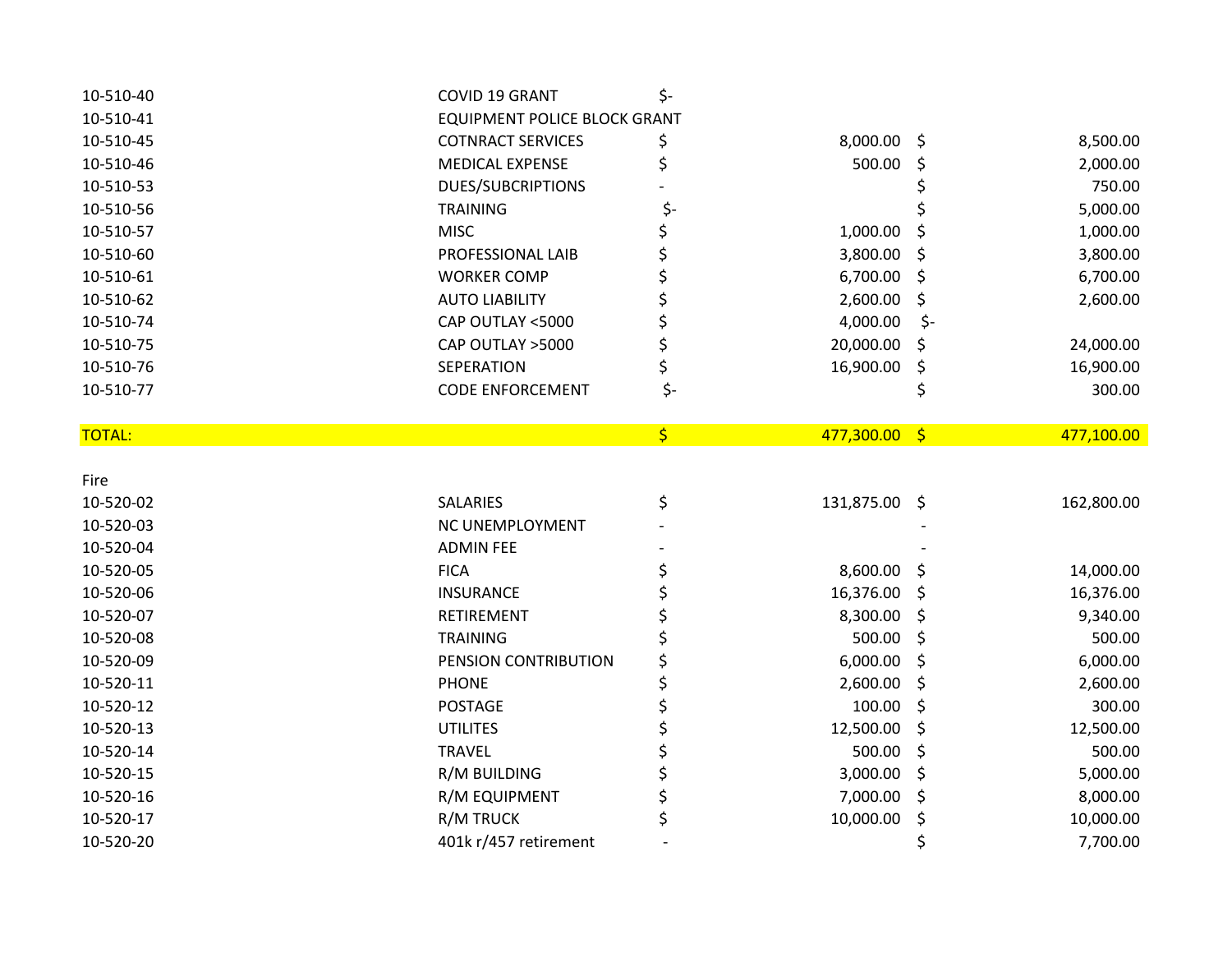| | | | |
|---|---|---|---|
| 10-510-40 | COVID 19 GRANT | $- | |
| 10-510-41 | EQUIPMENT POLICE BLOCK GRANT | | |
| 10-510-45 | COTNRACT SERVICES | $ 8,000.00 | $ 8,500.00 |
| 10-510-46 | MEDICAL EXPENSE | $ 500.00 | $ 2,000.00 |
| 10-510-53 | DUES/SUBCRIPTIONS | - | $ 750.00 |
| 10-510-56 | TRAINING | $- | $ 5,000.00 |
| 10-510-57 | MISC | $ 1,000.00 | $ 1,000.00 |
| 10-510-60 | PROFESSIONAL LAIB | $ 3,800.00 | $ 3,800.00 |
| 10-510-61 | WORKER COMP | $ 6,700.00 | $ 6,700.00 |
| 10-510-62 | AUTO LIABILITY | $ 2,600.00 | $ 2,600.00 |
| 10-510-74 | CAP OUTLAY <5000 | $ 4,000.00 | $- |
| 10-510-75 | CAP OUTLAY >5000 | $ 20,000.00 | $ 24,000.00 |
| 10-510-76 | SEPERATION | $ 16,900.00 | $ 16,900.00 |
| 10-510-77 | CODE ENFORCEMENT | $- | $ 300.00 |
| | | | |
| TOTAL: | | $ 477,300.00 | $ 477,100.00 |

Fire

| | | | |
|---|---|---|---|
| 10-520-02 | SALARIES | $ 131,875.00 | $ 162,800.00 |
| 10-520-03 | NC UNEMPLOYMENT | - | - |
| 10-520-04 | ADMIN FEE | - | - |
| 10-520-05 | FICA | $ 8,600.00 | $ 14,000.00 |
| 10-520-06 | INSURANCE | $ 16,376.00 | $ 16,376.00 |
| 10-520-07 | RETIREMENT | $ 8,300.00 | $ 9,340.00 |
| 10-520-08 | TRAINING | $ 500.00 | $ 500.00 |
| 10-520-09 | PENSION CONTRIBUTION | $ 6,000.00 | $ 6,000.00 |
| 10-520-11 | PHONE | $ 2,600.00 | $ 2,600.00 |
| 10-520-12 | POSTAGE | $ 100.00 | $ 300.00 |
| 10-520-13 | UTILITES | $ 12,500.00 | $ 12,500.00 |
| 10-520-14 | TRAVEL | $ 500.00 | $ 500.00 |
| 10-520-15 | R/M BUILDING | $ 3,000.00 | $ 5,000.00 |
| 10-520-16 | R/M EQUIPMENT | $ 7,000.00 | $ 8,000.00 |
| 10-520-17 | R/M TRUCK | $ 10,000.00 | $ 10,000.00 |
| 10-520-20 | 401k r/457 retirement | - | $ 7,700.00 |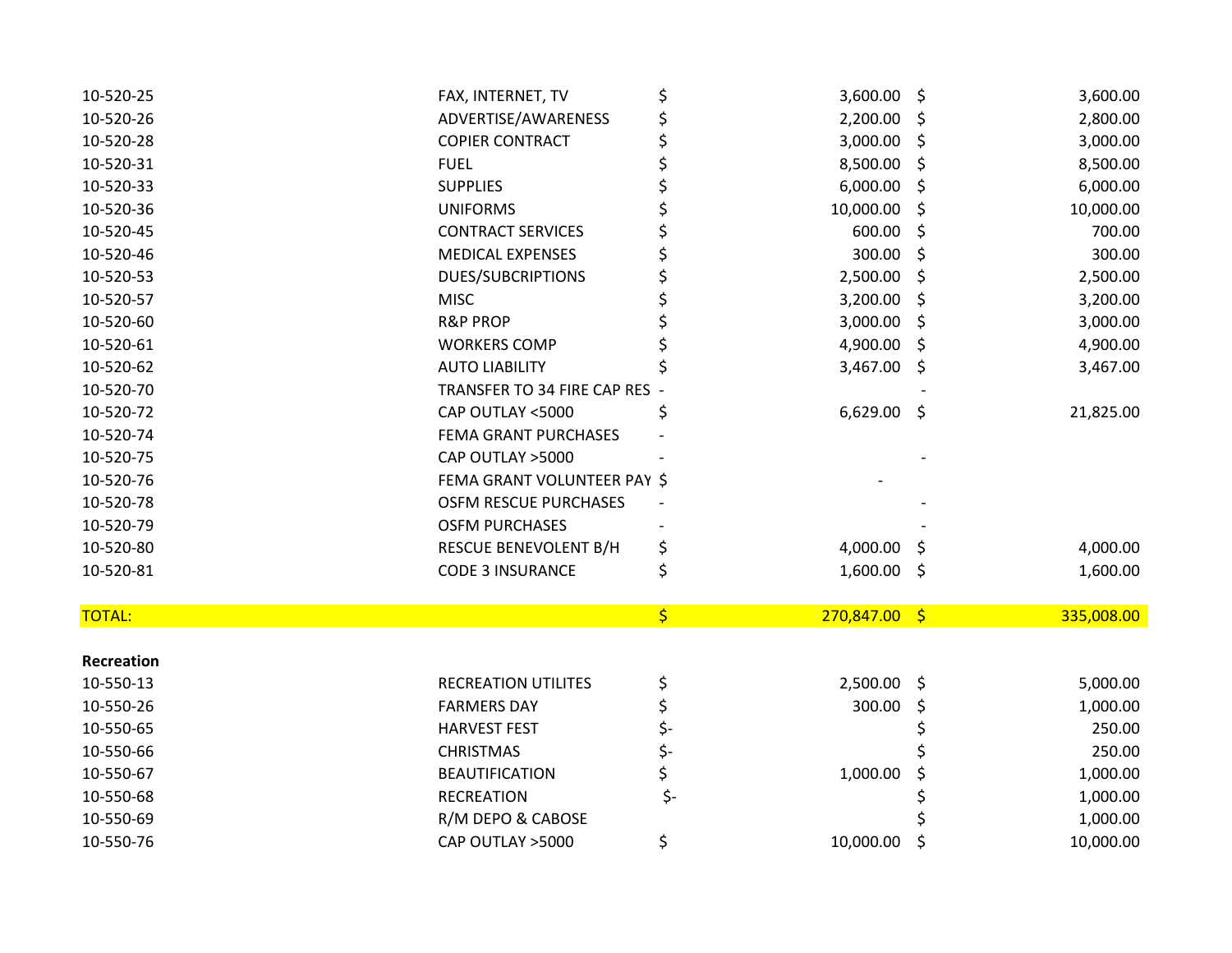| | | | |
|---|---|---|---|
| 10-520-25 | FAX, INTERNET, TV | $ 3,600.00 | $ 3,600.00 |
| 10-520-26 | ADVERTISE/AWARENESS | $ 2,200.00 | $ 2,800.00 |
| 10-520-28 | COPIER CONTRACT | $ 3,000.00 | $ 3,000.00 |
| 10-520-31 | FUEL | $ 8,500.00 | $ 8,500.00 |
| 10-520-33 | SUPPLIES | $ 6,000.00 | $ 6,000.00 |
| 10-520-36 | UNIFORMS | $ 10,000.00 | $ 10,000.00 |
| 10-520-45 | CONTRACT SERVICES | $ 600.00 | $ 700.00 |
| 10-520-46 | MEDICAL EXPENSES | $ 300.00 | $ 300.00 |
| 10-520-53 | DUES/SUBCRIPTIONS | $ 2,500.00 | $ 2,500.00 |
| 10-520-57 | MISC | $ 3,200.00 | $ 3,200.00 |
| 10-520-60 | R&P PROP | $ 3,000.00 | $ 3,000.00 |
| 10-520-61 | WORKERS COMP | $ 4,900.00 | $ 4,900.00 |
| 10-520-62 | AUTO LIABILITY | $ 3,467.00 | $ 3,467.00 |
| 10-520-70 | TRANSFER TO 34 FIRE CAP RES | - | - |
| 10-520-72 | CAP OUTLAY <5000 | $ 6,629.00 | $ 21,825.00 |
| 10-520-74 | FEMA GRANT PURCHASES | - | |
| 10-520-75 | CAP OUTLAY >5000 | - | - |
| 10-520-76 | FEMA GRANT VOLUNTEER PAY | $ - | |
| 10-520-78 | OSFM RESCUE PURCHASES | - | - |
| 10-520-79 | OSFM PURCHASES | - | - |
| 10-520-80 | RESCUE BENEVOLENT B/H | $ 4,000.00 | $ 4,000.00 |
| 10-520-81 | CODE 3 INSURANCE | $ 1,600.00 | $ 1,600.00 |
| | | | |
| TOTAL: | | $ 270,847.00 | $ 335,008.00 |

**Recreation**

| | | | |
|---|---|---|---|
| 10-550-13 | RECREATION UTILITES | $ 2,500.00 | $ 5,000.00 |
| 10-550-26 | FARMERS DAY | $ 300.00 | $ 1,000.00 |
| 10-550-65 | HARVEST FEST | $- | $ 250.00 |
| 10-550-66 | CHRISTMAS | $- | $ 250.00 |
| 10-550-67 | BEAUTIFICATION | $ 1,000.00 | $ 1,000.00 |
| 10-550-68 | RECREATION | $- | $ 1,000.00 |
| 10-550-69 | R/M DEPO & CABOSE | | $ 1,000.00 |
| 10-550-76 | CAP OUTLAY >5000 | $ 10,000.00 | $ 10,000.00 |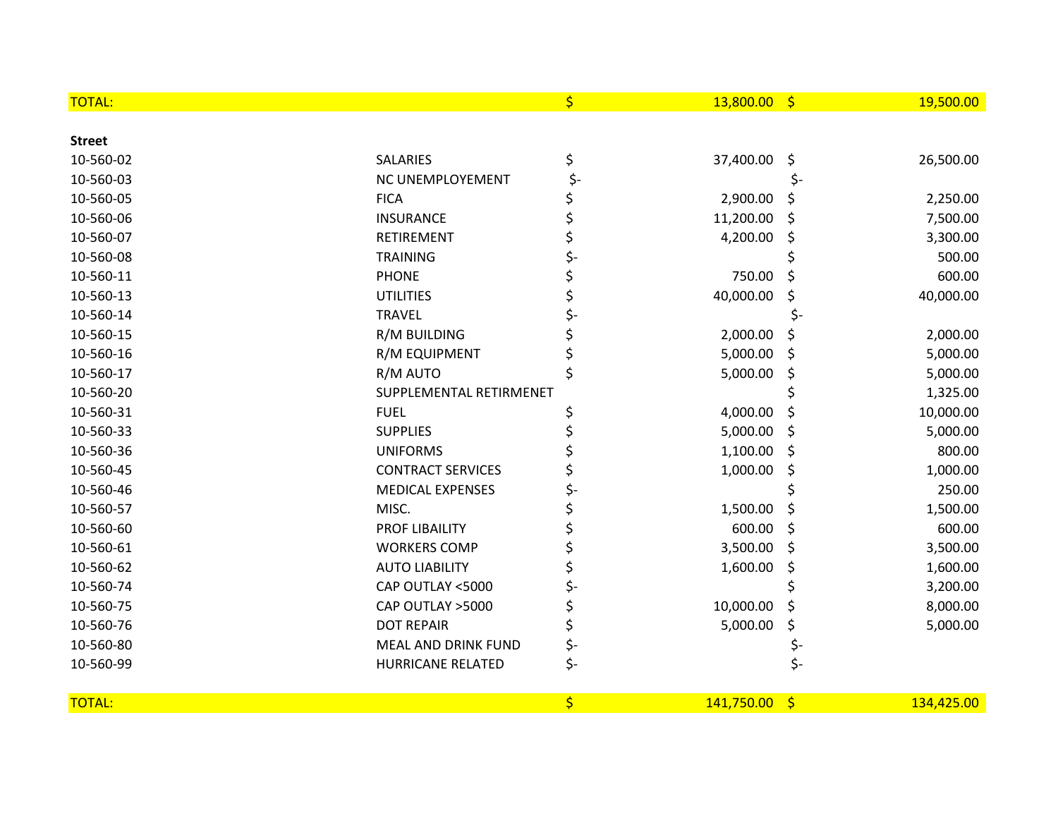| TOTAL: | | $ 13,800.00 | $ 19,500.00 |
|---|---|---|---|

**Street**

| | | | |
|---|---|---|---|
| 10-560-02 | SALARIES | $ 37,400.00 | $ 26,500.00 |
| 10-560-03 | NC UNEMPLOYEMENT | $- | $- |
| 10-560-05 | FICA | $ 2,900.00 | $ 2,250.00 |
| 10-560-06 | INSURANCE | $ 11,200.00 | $ 7,500.00 |
| 10-560-07 | RETIREMENT | $ 4,200.00 | $ 3,300.00 |
| 10-560-08 | TRAINING | $- | $ 500.00 |
| 10-560-11 | PHONE | $ 750.00 | $ 600.00 |
| 10-560-13 | UTILITIES | $ 40,000.00 | $ 40,000.00 |
| 10-560-14 | TRAVEL | $- | $- |
| 10-560-15 | R/M BUILDING | $ 2,000.00 | $ 2,000.00 |
| 10-560-16 | R/M EQUIPMENT | $ 5,000.00 | $ 5,000.00 |
| 10-560-17 | R/M AUTO | $ 5,000.00 | $ 5,000.00 |
| 10-560-20 | SUPPLEMENTAL RETIRMENET | | $ 1,325.00 |
| 10-560-31 | FUEL | $ 4,000.00 | $ 10,000.00 |
| 10-560-33 | SUPPLIES | $ 5,000.00 | $ 5,000.00 |
| 10-560-36 | UNIFORMS | $ 1,100.00 | $ 800.00 |
| 10-560-45 | CONTRACT SERVICES | $ 1,000.00 | $ 1,000.00 |
| 10-560-46 | MEDICAL EXPENSES | $- | $ 250.00 |
| 10-560-57 | MISC. | $ 1,500.00 | $ 1,500.00 |
| 10-560-60 | PROF LIBAILITY | $ 600.00 | $ 600.00 |
| 10-560-61 | WORKERS COMP | $ 3,500.00 | $ 3,500.00 |
| 10-560-62 | AUTO LIABILITY | $ 1,600.00 | $ 1,600.00 |
| 10-560-74 | CAP OUTLAY <5000 | $- | $ 3,200.00 |
| 10-560-75 | CAP OUTLAY >5000 | $ 10,000.00 | $ 8,000.00 |
| 10-560-76 | DOT REPAIR | $ 5,000.00 | $ 5,000.00 |
| 10-560-80 | MEAL AND DRINK FUND | $- | $- |
| 10-560-99 | HURRICANE RELATED | $- | $- |
| | | | |
| TOTAL: | | $ 141,750.00 | $ 134,425.00 |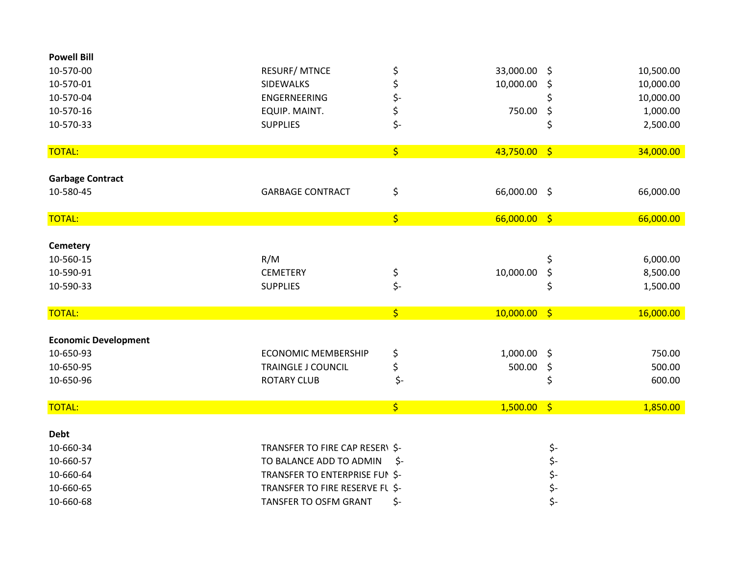| | | | |
|---|---|---|---|
| **Powell Bill** | | | |
| 10-570-00 | RESURF/ MTNCE | $ 33,000.00 | $ 10,500.00 |
| 10-570-01 | SIDEWALKS | $ 10,000.00 | $ 10,000.00 |
| 10-570-04 | ENGERNEERING | $- | $ 10,000.00 |
| 10-570-16 | EQUIP. MAINT. | $ 750.00 | $ 1,000.00 |
| 10-570-33 | SUPPLIES | $- | $ 2,500.00 |
| TOTAL: | | $ 43,750.00 | $ 34,000.00 |
| **Garbage Contract** | | | |
| 10-580-45 | GARBAGE CONTRACT | $ 66,000.00 | $ 66,000.00 |
| TOTAL: | | $ 66,000.00 | $ 66,000.00 |
| **Cemetery** | | | |
| 10-560-15 | R/M | | $ 6,000.00 |
| 10-590-91 | CEMETERY | $ 10,000.00 | $ 8,500.00 |
| 10-590-33 | SUPPLIES | $- | $ 1,500.00 |
| TOTAL: | | $ 10,000.00 | $ 16,000.00 |
| **Economic Development** | | | |
| 10-650-93 | ECONOMIC MEMBERSHIP | $ 1,000.00 | $ 750.00 |
| 10-650-95 | TRAINGLE J COUNCIL | $ 500.00 | $ 500.00 |
| 10-650-96 | ROTARY CLUB | $- | $ 600.00 |
| TOTAL: | | $ 1,500.00 | $ 1,850.00 |
| **Debt** | | | |
| 10-660-34 | TRANSFER TO FIRE CAP RESER\ | $- | $- |
| 10-660-57 | TO BALANCE ADD TO ADMIN | $- | $- |
| 10-660-64 | TRANSFER TO ENTERPRISE FUI | $- | $- |
| 10-660-65 | TRANSFER TO FIRE RESERVE FU | $- | $- |
| 10-660-68 | TANSFER TO OSFM GRANT | $- | $- |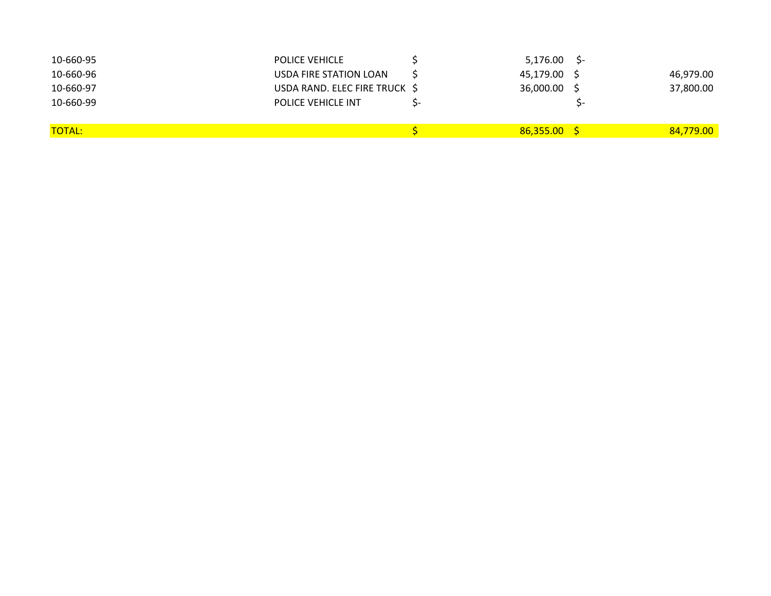| | | | |
|---|---|---|---|
| 10-660-95 | POLICE VEHICLE | $ 5,176.00 | $- |
| 10-660-96 | USDA FIRE STATION LOAN | $ 45,179.00 | $ 46,979.00 |
| 10-660-97 | USDA RAND. ELEC FIRE TRUCK | $ 36,000.00 | $ 37,800.00 |
| 10-660-99 | POLICE VEHICLE INT | $- | $- |
| TOTAL: | | $ 86,355.00 | $ 84,779.00 |